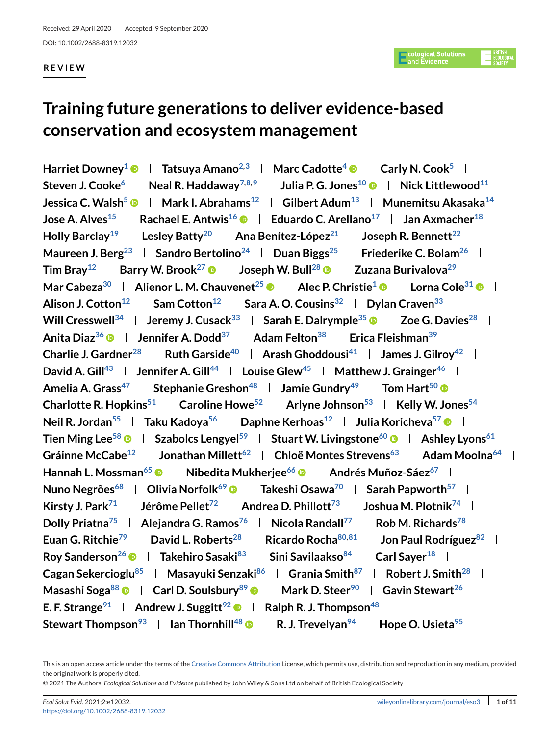Received: 29 April 2020 | Accepted: 9 September 2020

DOI: 10.1002/2688-8319.12032

**REVIEW**

# Training future generations to deliver evidence-based conservation and ecosystem management

**Harriet Downey[1] | Tatsuya Amano[2,3] | Marc Cadotte[4] | Carly N. Cook[5] | Steven J. Cooke[6] | Neal R. Haddaway[7,8,9] | Julia P. G. Jones[10] | Nick Littlewood[11] | Jessica C. Walsh[5] | Mark I. Abrahams[12] | Gilbert Adum[13] | Munemitsu Akasaka[14] | Jose A. Alves[15] | Rachael E. Antwis[16] | Eduardo C. Arellano[17] | Jan Axmacher[18] | Holly Barclay[19] | Lesley Batty[20] | Ana Benítez-López[21] | Joseph R. Bennett[22] | Maureen J. Berg[23] | Sandro Bertolino[24] | Duan Biggs[25] | Friederike C. Bolam[26] | Tim Bray[12] | Barry W. Brook[27] | Joseph W. Bull[28] | Zuzana Burivalova[29] | Mar Cabeza[30] | Alienor L. M. Chauvenet[25] | Alec P. Christie[1] | Lorna Cole[31] | Alison J. Cotton[12] | Sam Cotton[12] | Sara A. O. Cousins[32] | Dylan Craven[33] | Will Cresswell[34] | Jeremy J. Cusack[33] | Sarah E. Dalrymple[35] | Zoe G. Davies[28] | Anita Diaz[36] | Jennifer A. Dodd[37] | Adam Felton[38] | Erica Fleishman[39] | Charlie J. Gardner[28] | Ruth Garside[40] | Arash Ghoddousi[41] | James J. Gilroy[42] | David A. Gill[43] | Jennifer A. Gill[44] | Louise Glew[45] | Matthew J. Grainger[46] | Amelia A. Grass[47] | Stephanie Greshon[48] | Jamie Gundry[49] | Tom Hart[50] | Charlotte R. Hopkins[51] | Caroline Howe[52] | Arlyne Johnson[53] | Kelly W. Jones[54] | Neil R. Jordan[55] | Taku Kadoya[56] | Daphne Kerhoas[12] | Julia Koricheva[57] | Tien Ming Lee[58] | Szabolcs Lengyel[59] | Stuart W. Livingstone[60] | Ashley Lyons[61] | Gráinne McCabe[12] | Jonathan Millett[62] | Chloë Montes Strevens[63] | Adam Moolna[64] | Hannah L. Mossman[65] | Nibedita Mukherjee[66] | Andrés Muñoz-Sáez[67] | Nuno Negrões[68] | Olivia Norfolk[69] | Takeshi Osawa[70] | Sarah Papworth[57] | Kirsty J. Park[71] | Jérôme Pellet[72] | Andrea D. Phillott[73] | Joshua M. Plotnik[74] | Dolly Priatna[75] | Alejandra G. Ramos[76] | Nicola Randall[77] | Rob M. Richards[78] | Euan G. Ritchie[79] | David L. Roberts[28] | Ricardo Rocha[80,81] | Jon Paul Rodríguez[82] | Roy Sanderson[26] | Takehiro Sasaki[83] | Sini Savilaakso[84] | Carl Sayer[18] | Cagan Sekercioglu[85] | Masayuki Senzaki[86] | Grania Smith[87] | Robert J. Smith[28] | Masashi Soga[88] | Carl D. Soulsbury[89] | Mark D. Steer[90] | Gavin Stewart[26] | E. F. Strange[91] | Andrew J. Suggitt[92] | Ralph R. J. Thompson[48] | Stewart Thompson[93] | Ian Thornhill[48] | R. J. Trevelyan[94] | Hope O. Usieta[95] |**

---

This is an open access article under the terms of the Creative Commons Attribution License, which permits use, distribution and reproduction in any medium, provided the original work is properly cited.

© 2021 The Authors. *Ecological Solutions and Evidence* published by John Wiley & Sons Ltd on behalf of British Ecological Society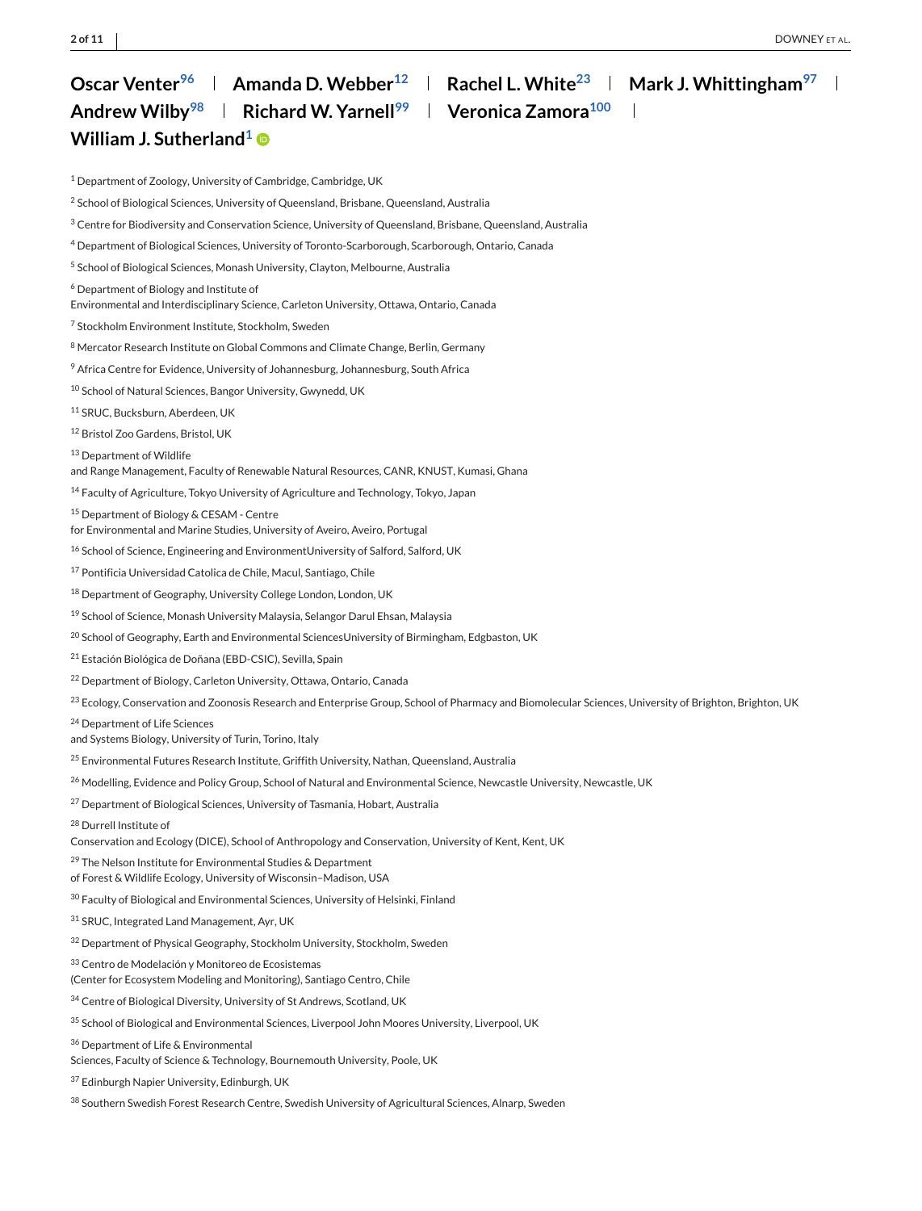**Oscar Venter**[96] | **Amanda D. Webber**[12] | **Rachel L. White**[23] | **Mark J. Whittingham**[97] | **Andrew Wilby**[98] | **Richard W. Yarnell**[99] | **Veronica Zamora**[100] | **William J. Sutherland**[1]

[1] Department of Zoology, University of Cambridge, Cambridge, UK

[2] School of Biological Sciences, University of Queensland, Brisbane, Queensland, Australia

[3] Centre for Biodiversity and Conservation Science, University of Queensland, Brisbane, Queensland, Australia

[4] Department of Biological Sciences, University of Toronto-Scarborough, Scarborough, Ontario, Canada

[5] School of Biological Sciences, Monash University, Clayton, Melbourne, Australia

[6] Department of Biology and Institute of Environmental and Interdisciplinary Science, Carleton University, Ottawa, Ontario, Canada

[7] Stockholm Environment Institute, Stockholm, Sweden

[8] Mercator Research Institute on Global Commons and Climate Change, Berlin, Germany

[9] Africa Centre for Evidence, University of Johannesburg, Johannesburg, South Africa

[10] School of Natural Sciences, Bangor University, Gwynedd, UK

[11] SRUC, Bucksburn, Aberdeen, UK

[12] Bristol Zoo Gardens, Bristol, UK

[13] Department of Wildlife and Range Management, Faculty of Renewable Natural Resources, CANR, KNUST, Kumasi, Ghana

[14] Faculty of Agriculture, Tokyo University of Agriculture and Technology, Tokyo, Japan

[15] Department of Biology & CESAM - Centre for Environmental and Marine Studies, University of Aveiro, Aveiro, Portugal

[16] School of Science, Engineering and EnvironmentUniversity of Salford, Salford, UK

[17] Pontificia Universidad Catolica de Chile, Macul, Santiago, Chile

[18] Department of Geography, University College London, London, UK

[19] School of Science, Monash University Malaysia, Selangor Darul Ehsan, Malaysia

[20] School of Geography, Earth and Environmental SciencesUniversity of Birmingham, Edgbaston, UK

[21] Estación Biológica de Doñana (EBD-CSIC), Sevilla, Spain

[22] Department of Biology, Carleton University, Ottawa, Ontario, Canada

[23] Ecology, Conservation and Zoonosis Research and Enterprise Group, School of Pharmacy and Biomolecular Sciences, University of Brighton, Brighton, UK

[24] Department of Life Sciences and Systems Biology, University of Turin, Torino, Italy

[25] Environmental Futures Research Institute, Griffith University, Nathan, Queensland, Australia

[26] Modelling, Evidence and Policy Group, School of Natural and Environmental Science, Newcastle University, Newcastle, UK

[27] Department of Biological Sciences, University of Tasmania, Hobart, Australia

[28] Durrell Institute of Conservation and Ecology (DICE), School of Anthropology and Conservation, University of Kent, Kent, UK

[29] The Nelson Institute for Environmental Studies & Department of Forest & Wildlife Ecology, University of Wisconsin–Madison, USA

[30] Faculty of Biological and Environmental Sciences, University of Helsinki, Finland

[31] SRUC, Integrated Land Management, Ayr, UK

[32] Department of Physical Geography, Stockholm University, Stockholm, Sweden

[33] Centro de Modelación y Monitoreo de Ecosistemas (Center for Ecosystem Modeling and Monitoring), Santiago Centro, Chile

[34] Centre of Biological Diversity, University of St Andrews, Scotland, UK

[35] School of Biological and Environmental Sciences, Liverpool John Moores University, Liverpool, UK

[36] Department of Life & Environmental Sciences, Faculty of Science & Technology, Bournemouth University, Poole, UK

[37] Edinburgh Napier University, Edinburgh, UK

[38] Southern Swedish Forest Research Centre, Swedish University of Agricultural Sciences, Alnarp, Sweden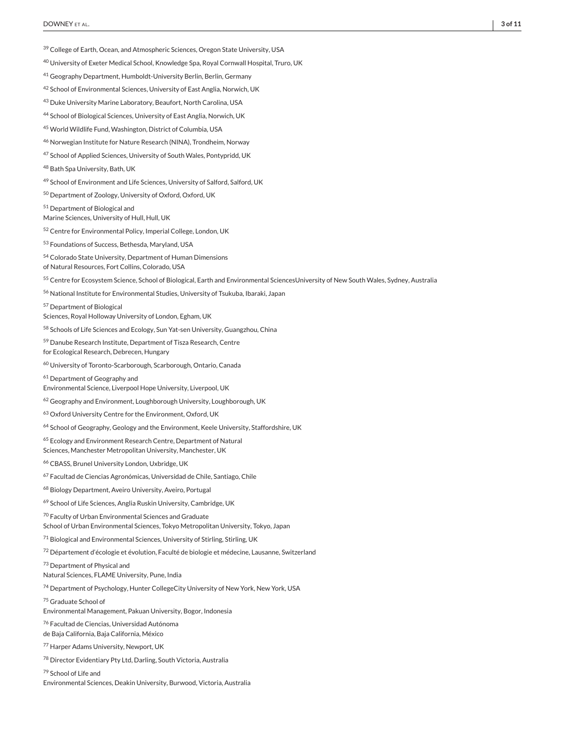[39] College of Earth, Ocean, and Atmospheric Sciences, Oregon State University, USA

[40] University of Exeter Medical School, Knowledge Spa, Royal Cornwall Hospital, Truro, UK

[41] Geography Department, Humboldt-University Berlin, Berlin, Germany

[42] School of Environmental Sciences, University of East Anglia, Norwich, UK

[43] Duke University Marine Laboratory, Beaufort, North Carolina, USA

[44] School of Biological Sciences, University of East Anglia, Norwich, UK

[45] World Wildlife Fund, Washington, District of Columbia, USA

[46] Norwegian Institute for Nature Research (NINA), Trondheim, Norway

[47] School of Applied Sciences, University of South Wales, Pontypridd, UK

[48] Bath Spa University, Bath, UK

[49] School of Environment and Life Sciences, University of Salford, Salford, UK

[50] Department of Zoology, University of Oxford, Oxford, UK

[51] Department of Biological and Marine Sciences, University of Hull, Hull, UK

[52] Centre for Environmental Policy, Imperial College, London, UK

[53] Foundations of Success, Bethesda, Maryland, USA

[54] Colorado State University, Department of Human Dimensions of Natural Resources, Fort Collins, Colorado, USA

[55] Centre for Ecosystem Science, School of Biological, Earth and Environmental SciencesUniversity of New South Wales, Sydney, Australia

[56] National Institute for Environmental Studies, University of Tsukuba, Ibaraki, Japan

[57] Department of Biological Sciences, Royal Holloway University of London, Egham, UK

[58] Schools of Life Sciences and Ecology, Sun Yat-sen University, Guangzhou, China

[59] Danube Research Institute, Department of Tisza Research, Centre for Ecological Research, Debrecen, Hungary

[60] University of Toronto-Scarborough, Scarborough, Ontario, Canada

[61] Department of Geography and Environmental Science, Liverpool Hope University, Liverpool, UK

[62] Geography and Environment, Loughborough University, Loughborough, UK

[63] Oxford University Centre for the Environment, Oxford, UK

[64] School of Geography, Geology and the Environment, Keele University, Staffordshire, UK

[65] Ecology and Environment Research Centre, Department of Natural Sciences, Manchester Metropolitan University, Manchester, UK

[66] CBASS, Brunel University London, Uxbridge, UK

[67] Facultad de Ciencias Agronómicas, Universidad de Chile, Santiago, Chile

[68] Biology Department, Aveiro University, Aveiro, Portugal

[69] School of Life Sciences, Anglia Ruskin University, Cambridge, UK

[70] Faculty of Urban Environmental Sciences and Graduate School of Urban Environmental Sciences, Tokyo Metropolitan University, Tokyo, Japan

[71] Biological and Environmental Sciences, University of Stirling, Stirling, UK

[72] Département d'écologie et évolution, Faculté de biologie et médecine, Lausanne, Switzerland

[73] Department of Physical and Natural Sciences, FLAME University, Pune, India

[74] Department of Psychology, Hunter CollegeCity University of New York, New York, USA

[75] Graduate School of Environmental Management, Pakuan University, Bogor, Indonesia

[76] Facultad de Ciencias, Universidad Autónoma de Baja California, Baja California, México

[77] Harper Adams University, Newport, UK

[78] Director Evidentiary Pty Ltd, Darling, South Victoria, Australia

[79] School of Life and Environmental Sciences, Deakin University, Burwood, Victoria, Australia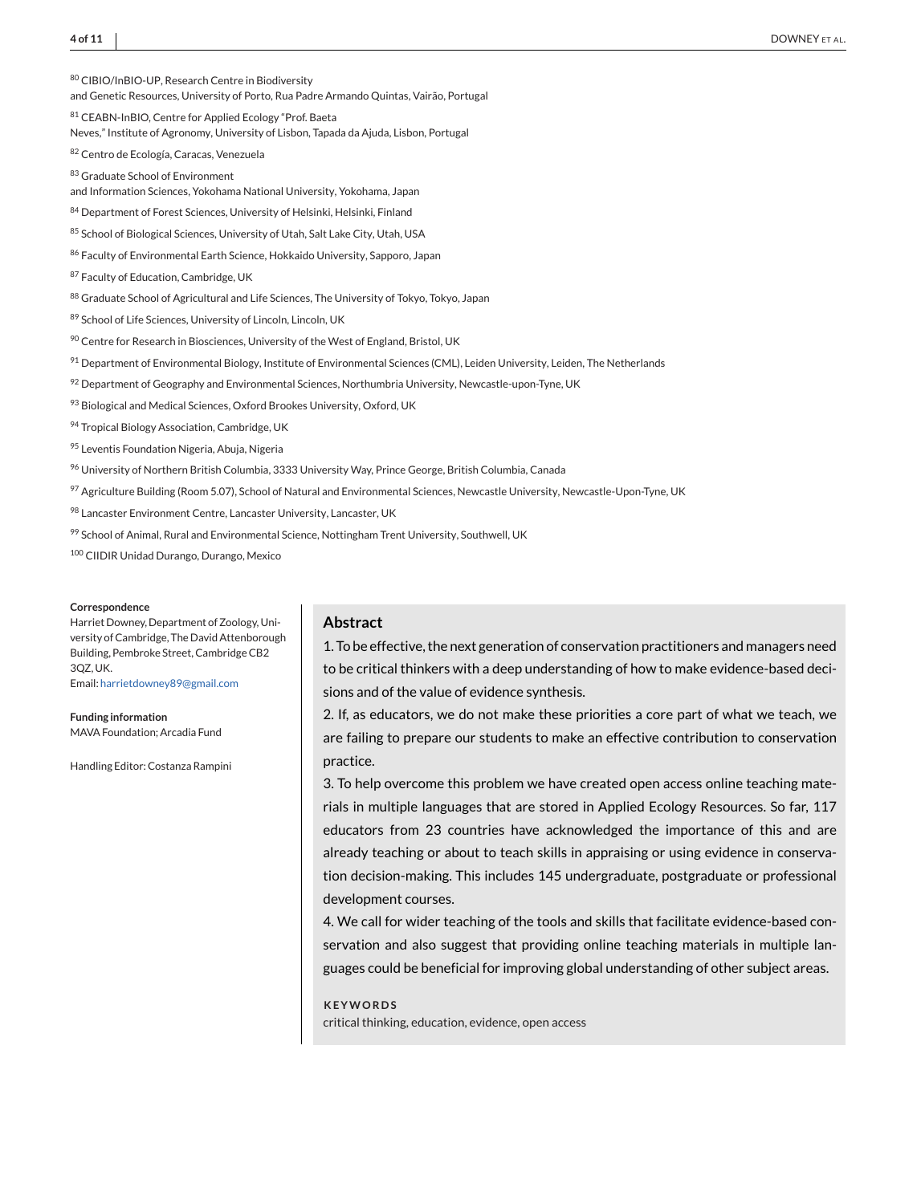[80] CIBIO/InBIO-UP, Research Centre in Biodiversity and Genetic Resources, University of Porto, Rua Padre Armando Quintas, Vairão, Portugal

[81] CEABN-InBIO, Centre for Applied Ecology "Prof. Baeta Neves," Institute of Agronomy, University of Lisbon, Tapada da Ajuda, Lisbon, Portugal

[82] Centro de Ecología, Caracas, Venezuela

[83] Graduate School of Environment and Information Sciences, Yokohama National University, Yokohama, Japan

[84] Department of Forest Sciences, University of Helsinki, Helsinki, Finland

[85] School of Biological Sciences, University of Utah, Salt Lake City, Utah, USA

[86] Faculty of Environmental Earth Science, Hokkaido University, Sapporo, Japan

[87] Faculty of Education, Cambridge, UK

[88] Graduate School of Agricultural and Life Sciences, The University of Tokyo, Tokyo, Japan

[89] School of Life Sciences, University of Lincoln, Lincoln, UK

[90] Centre for Research in Biosciences, University of the West of England, Bristol, UK

[91] Department of Environmental Biology, Institute of Environmental Sciences (CML), Leiden University, Leiden, The Netherlands

[92] Department of Geography and Environmental Sciences, Northumbria University, Newcastle-upon-Tyne, UK

[93] Biological and Medical Sciences, Oxford Brookes University, Oxford, UK

[94] Tropical Biology Association, Cambridge, UK

[95] Leventis Foundation Nigeria, Abuja, Nigeria

[96] University of Northern British Columbia, 3333 University Way, Prince George, British Columbia, Canada

[97] Agriculture Building (Room 5.07), School of Natural and Environmental Sciences, Newcastle University, Newcastle-Upon-Tyne, UK

[98] Lancaster Environment Centre, Lancaster University, Lancaster, UK

[99] School of Animal, Rural and Environmental Science, Nottingham Trent University, Southwell, UK

[100] CIIDIR Unidad Durango, Durango, Mexico

**Correspondence**
Harriet Downey, Department of Zoology, University of Cambridge, The David Attenborough Building, Pembroke Street, Cambridge CB2 3QZ, UK.
Email: harrietdowney89@gmail.com

**Funding information**
MAVA Foundation; Arcadia Fund

Handling Editor: Costanza Rampini

## Abstract

1. To be effective, the next generation of conservation practitioners and managers need to be critical thinkers with a deep understanding of how to make evidence-based decisions and of the value of evidence synthesis.

2. If, as educators, we do not make these priorities a core part of what we teach, we are failing to prepare our students to make an effective contribution to conservation practice.

3. To help overcome this problem we have created open access online teaching materials in multiple languages that are stored in Applied Ecology Resources. So far, 117 educators from 23 countries have acknowledged the importance of this and are already teaching or about to teach skills in appraising or using evidence in conservation decision-making. This includes 145 undergraduate, postgraduate or professional development courses.

4. We call for wider teaching of the tools and skills that facilitate evidence-based conservation and also suggest that providing online teaching materials in multiple languages could be beneficial for improving global understanding of other subject areas.

**KEYWORDS**

critical thinking, education, evidence, open access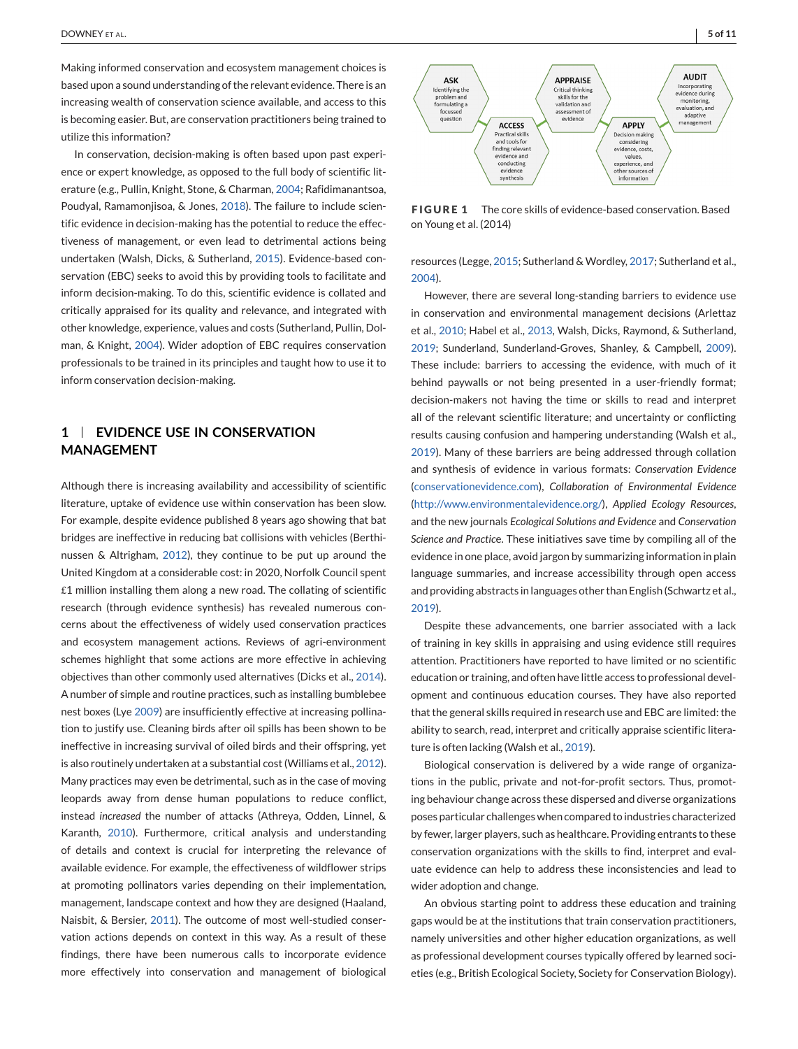Making informed conservation and ecosystem management choices is based upon a sound understanding of the relevant evidence. There is an increasing wealth of conservation science available, and access to this is becoming easier. But, are conservation practitioners being trained to utilize this information?

In conservation, decision-making is often based upon past experience or expert knowledge, as opposed to the full body of scientific literature (e.g., Pullin, Knight, Stone, & Charman, 2004; Rafidimanantsoa, Poudyal, Ramamonjisoa, & Jones, 2018). The failure to include scientific evidence in decision-making has the potential to reduce the effectiveness of management, or even lead to detrimental actions being undertaken (Walsh, Dicks, & Sutherland, 2015). Evidence-based conservation (EBC) seeks to avoid this by providing tools to facilitate and inform decision-making. To do this, scientific evidence is collated and critically appraised for its quality and relevance, and integrated with other knowledge, experience, values and costs (Sutherland, Pullin, Dolman, & Knight, 2004). Wider adoption of EBC requires conservation professionals to be trained in its principles and taught how to use it to inform conservation decision-making.

## 1 | EVIDENCE USE IN CONSERVATION MANAGEMENT

Although there is increasing availability and accessibility of scientific literature, uptake of evidence use within conservation has been slow. For example, despite evidence published 8 years ago showing that bat bridges are ineffective in reducing bat collisions with vehicles (Berthinussen & Altrigham, 2012), they continue to be put up around the United Kingdom at a considerable cost: in 2020, Norfolk Council spent £1 million installing them along a new road. The collating of scientific research (through evidence synthesis) has revealed numerous concerns about the effectiveness of widely used conservation practices and ecosystem management actions. Reviews of agri-environment schemes highlight that some actions are more effective in achieving objectives than other commonly used alternatives (Dicks et al., 2014). A number of simple and routine practices, such as installing bumblebee nest boxes (Lye 2009) are insufficiently effective at increasing pollination to justify use. Cleaning birds after oil spills has been shown to be ineffective in increasing survival of oiled birds and their offspring, yet is also routinely undertaken at a substantial cost (Williams et al., 2012). Many practices may even be detrimental, such as in the case of moving leopards away from dense human populations to reduce conflict, instead *increased* the number of attacks (Athreya, Odden, Linnel, & Karanth, 2010). Furthermore, critical analysis and understanding of details and context is crucial for interpreting the relevance of available evidence. For example, the effectiveness of wildflower strips at promoting pollinators varies depending on their implementation, management, landscape context and how they are designed (Haaland, Naisbit, & Bersier, 2011). The outcome of most well-studied conservation actions depends on context in this way. As a result of these findings, there have been numerous calls to incorporate evidence more effectively into conservation and management of biological resources (Legge, 2015; Sutherland & Wordley, 2017; Sutherland et al., 2004).

ASK
Identifying the problem and formulating a focussed question

ACCESS
Practical skills and tools for finding relevant evidence and conducting evidence synthesis

APPRAISE
Critical thinking skills for the validation and assessment of evidence

APPLY
Decision making considering evidence, costs, values, experience, and other sources of information

AUDIT
Incorporating evidence during monitoring, evaluation, and adaptive management

**FIGURE 1** The core skills of evidence-based conservation. Based on Young et al. (2014)

However, there are several long-standing barriers to evidence use in conservation and environmental management decisions (Arlettaz et al., 2010; Habel et al., 2013, Walsh, Dicks, Raymond, & Sutherland, 2019; Sunderland, Sunderland-Groves, Shanley, & Campbell, 2009). These include: barriers to accessing the evidence, with much of it behind paywalls or not being presented in a user-friendly format; decision-makers not having the time or skills to read and interpret all of the relevant scientific literature; and uncertainty or conflicting results causing confusion and hampering understanding (Walsh et al., 2019). Many of these barriers are being addressed through collation and synthesis of evidence in various formats: *Conservation Evidence* (conservationevidence.com), *Collaboration of Environmental Evidence* (http://www.environmentalevidence.org/), *Applied Ecology Resources*, and the new journals *Ecological Solutions and Evidence* and *Conservation Science and Practice*. These initiatives save time by compiling all of the evidence in one place, avoid jargon by summarizing information in plain language summaries, and increase accessibility through open access and providing abstracts in languages other than English (Schwartz et al., 2019).

Despite these advancements, one barrier associated with a lack of training in key skills in appraising and using evidence still requires attention. Practitioners have reported to have limited or no scientific education or training, and often have little access to professional development and continuous education courses. They have also reported that the general skills required in research use and EBC are limited: the ability to search, read, interpret and critically appraise scientific literature is often lacking (Walsh et al., 2019).

Biological conservation is delivered by a wide range of organizations in the public, private and not-for-profit sectors. Thus, promoting behaviour change across these dispersed and diverse organizations poses particular challenges when compared to industries characterized by fewer, larger players, such as healthcare. Providing entrants to these conservation organizations with the skills to find, interpret and evaluate evidence can help to address these inconsistencies and lead to wider adoption and change.

An obvious starting point to address these education and training gaps would be at the institutions that train conservation practitioners, namely universities and other higher education organizations, as well as professional development courses typically offered by learned societies (e.g., British Ecological Society, Society for Conservation Biology).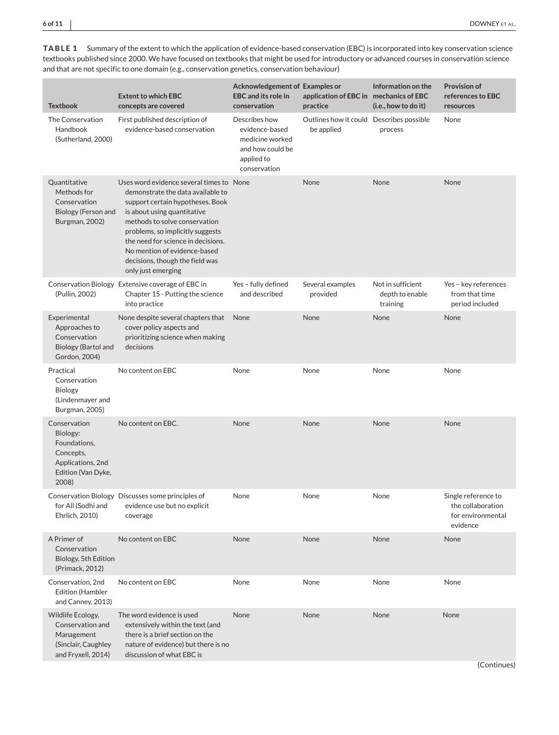**TABLE 1** Summary of the extent to which the application of evidence-based conservation (EBC) is incorporated into key conservation science textbooks published since 2000. We have focused on textbooks that might be used for introductory or advanced courses in conservation science and that are not specific to one domain (e.g., conservation genetics, conservation behaviour)

| Textbook | Extent to which EBC concepts are covered | Acknowledgement of EBC and its role in conservation | Examples or application of EBC in practice | Information on the mechanics of EBC (i.e., how to do it) | Provision of references to EBC resources |
|---|---|---|---|---|---|
| The Conservation Handbook (Sutherland, 2000) | First published description of evidence-based conservation | Describes how evidence-based medicine worked and how could be applied to conservation | Outlines how it could be applied | Describes possible process | None |
| Quantitative Methods for Conservation Biology (Ferson and Burgman, 2002) | Uses word evidence several times to demonstrate the data available to support certain hypotheses. Book is about using quantitative methods to solve conservation problems, so implicitly suggests the need for science in decisions. No mention of evidence-based decisions, though the field was only just emerging | None | None | None | None |
| Conservation Biology (Pullin, 2002) | Extensive coverage of EBC in Chapter 15 - Putting the science into practice | Yes – fully defined and described | Several examples provided | Not in sufficient depth to enable training | Yes – key references from that time period included |
| Experimental Approaches to Conservation Biology (Bartol and Gordon, 2004) | None despite several chapters that cover policy aspects and prioritizing science when making decisions | None | None | None | None |
| Practical Conservation Biology (Lindenmayer and Burgman, 2005) | No content on EBC | None | None | None | None |
| Conservation Biology: Foundations, Concepts, Applications, 2nd Edition (Van Dyke, 2008) | No content on EBC. | None | None | None | None |
| Conservation Biology for All (Sodhi and Ehrlich, 2010) | Discusses some principles of evidence use but no explicit coverage | None | None | None | Single reference to the collaboration for environmental evidence |
| A Primer of Conservation Biology, 5th Edition (Primack, 2012) | No content on EBC | None | None | None | None |
| Conservation, 2nd Edition (Hambler and Canney, 2013) | No content on EBC | None | None | None | None |
| Wildlife Ecology, Conservation and Management (Sinclair, Caughley and Fryxell, 2014) | The word evidence is used extensively within the text (and there is a brief section on the nature of evidence) but there is no discussion of what EBC is | None | None | None | None |

(Continues)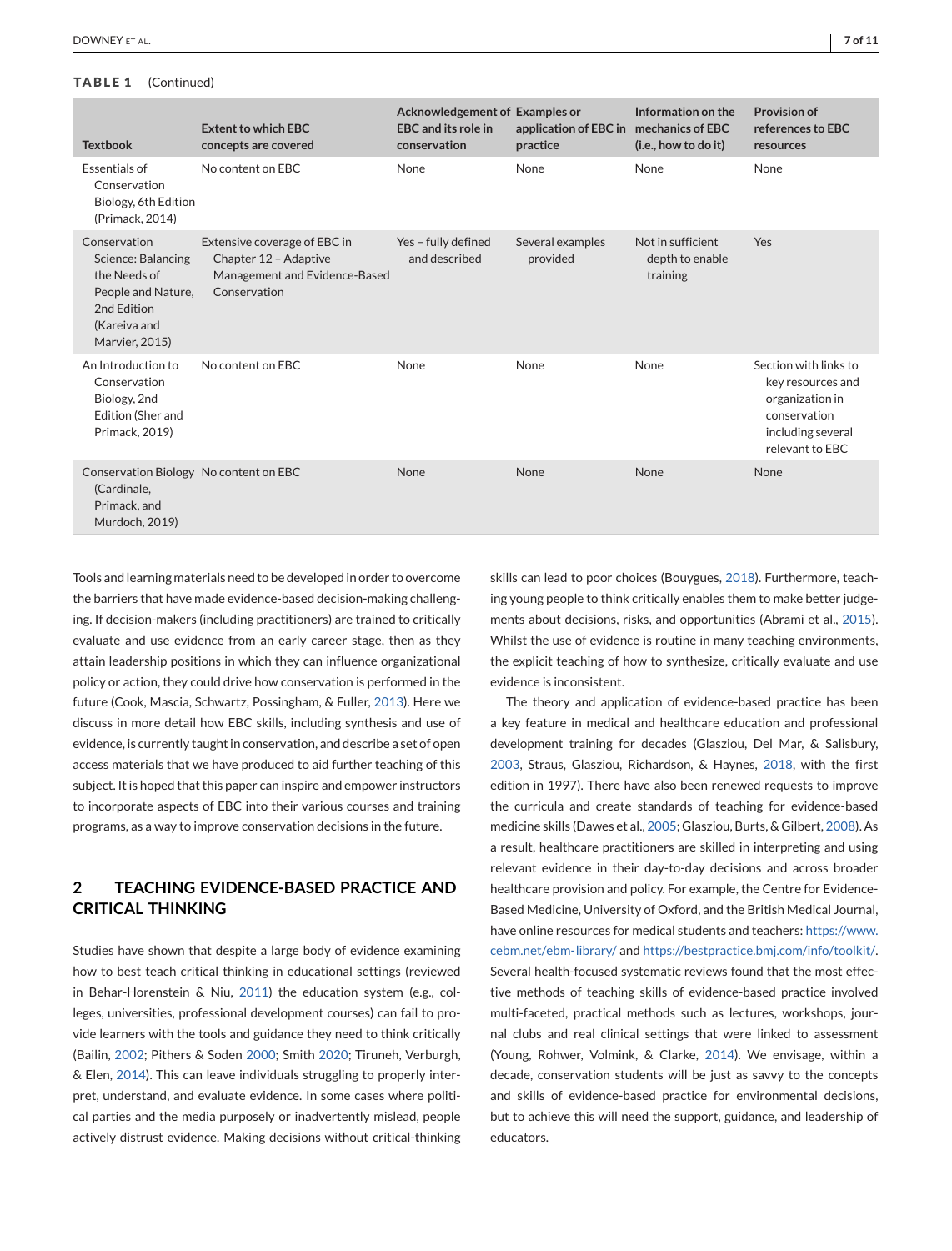**TABLE 1** (Continued)

| Textbook | Extent to which EBC concepts are covered | Acknowledgement of EBC and its role in conservation | Examples or application of EBC in practice | Information on the mechanics of EBC (i.e., how to do it) | Provision of references to EBC resources |
|---|---|---|---|---|---|
| Essentials of Conservation Biology, 6th Edition (Primack, 2014) | No content on EBC | None | None | None | None |
| Conservation Science: Balancing the Needs of People and Nature, 2nd Edition (Kareiva and Marvier, 2015) | Extensive coverage of EBC in Chapter 12 – Adaptive Management and Evidence-Based Conservation | Yes – fully defined and described | Several examples provided | Not in sufficient depth to enable training | Yes |
| An Introduction to Conservation Biology, 2nd Edition (Sher and Primack, 2019) | No content on EBC | None | None | None | Section with links to key resources and organization in conservation including several relevant to EBC |
| Conservation Biology (Cardinale, Primack, and Murdoch, 2019) | No content on EBC | None | None | None | None |

Tools and learning materials need to be developed in order to overcome the barriers that have made evidence-based decision-making challenging. If decision-makers (including practitioners) are trained to critically evaluate and use evidence from an early career stage, then as they attain leadership positions in which they can influence organizational policy or action, they could drive how conservation is performed in the future (Cook, Mascia, Schwartz, Possingham, & Fuller, 2013). Here we discuss in more detail how EBC skills, including synthesis and use of evidence, is currently taught in conservation, and describe a set of open access materials that we have produced to aid further teaching of this subject. It is hoped that this paper can inspire and empower instructors to incorporate aspects of EBC into their various courses and training programs, as a way to improve conservation decisions in the future.

## 2 | TEACHING EVIDENCE-BASED PRACTICE AND CRITICAL THINKING

Studies have shown that despite a large body of evidence examining how to best teach critical thinking in educational settings (reviewed in Behar-Horenstein & Niu, 2011) the education system (e.g., colleges, universities, professional development courses) can fail to provide learners with the tools and guidance they need to think critically (Bailin, 2002; Pithers & Soden 2000; Smith 2020; Tiruneh, Verburgh, & Elen, 2014). This can leave individuals struggling to properly interpret, understand, and evaluate evidence. In some cases where political parties and the media purposely or inadvertently mislead, people actively distrust evidence. Making decisions without critical-thinking skills can lead to poor choices (Bouygues, 2018). Furthermore, teaching young people to think critically enables them to make better judgements about decisions, risks, and opportunities (Abrami et al., 2015). Whilst the use of evidence is routine in many teaching environments, the explicit teaching of how to synthesize, critically evaluate and use evidence is inconsistent.

The theory and application of evidence-based practice has been a key feature in medical and healthcare education and professional development training for decades (Glasziou, Del Mar, & Salisbury, 2003, Straus, Glasziou, Richardson, & Haynes, 2018, with the first edition in 1997). There have also been renewed requests to improve the curricula and create standards of teaching for evidence-based medicine skills (Dawes et al., 2005; Glasziou, Burts, & Gilbert, 2008). As a result, healthcare practitioners are skilled in interpreting and using relevant evidence in their day-to-day decisions and across broader healthcare provision and policy. For example, the Centre for Evidence-Based Medicine, University of Oxford, and the British Medical Journal, have online resources for medical students and teachers: https://www.cebm.net/ebm-library/ and https://bestpractice.bmj.com/info/toolkit/. Several health-focused systematic reviews found that the most effective methods of teaching skills of evidence-based practice involved multi-faceted, practical methods such as lectures, workshops, journal clubs and real clinical settings that were linked to assessment (Young, Rohwer, Volmink, & Clarke, 2014). We envisage, within a decade, conservation students will be just as savvy to the concepts and skills of evidence-based practice for environmental decisions, but to achieve this will need the support, guidance, and leadership of educators.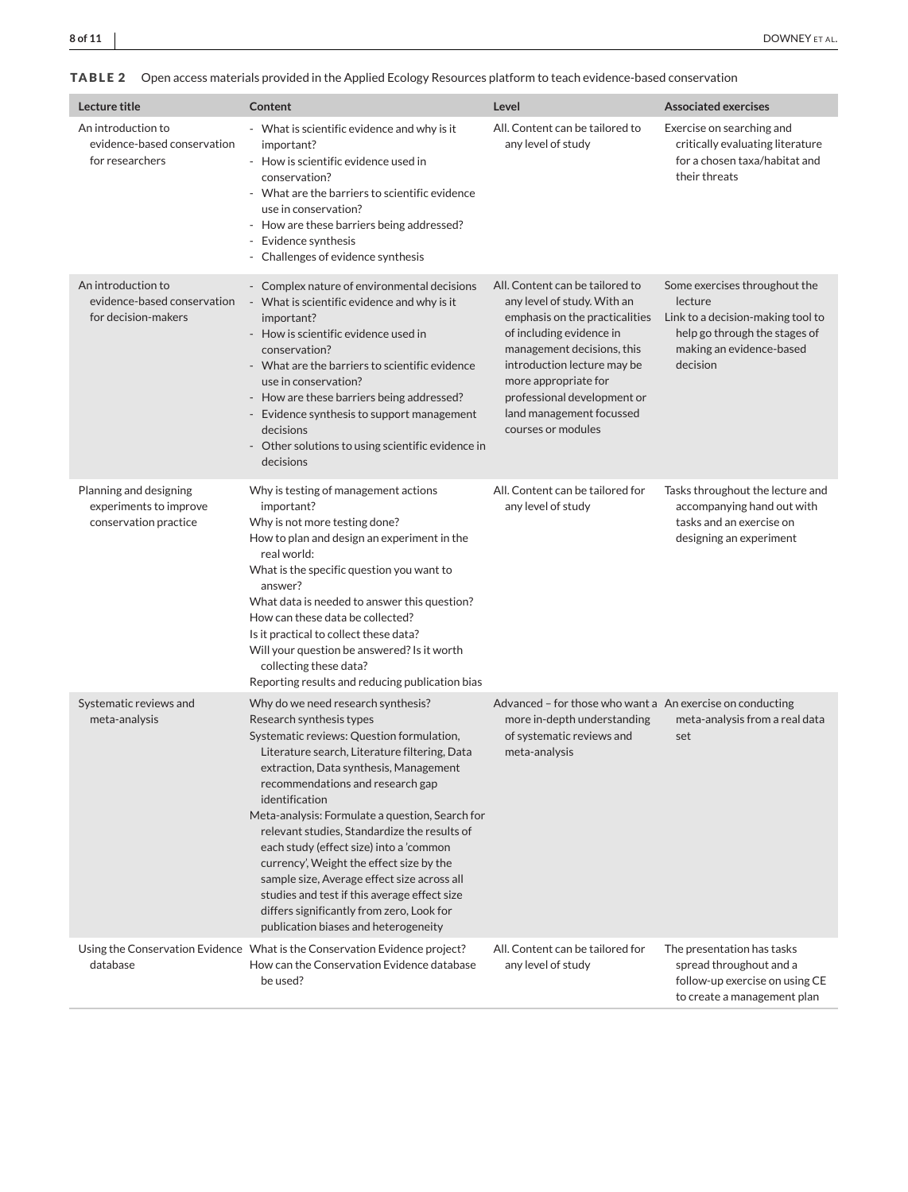**TABLE 2** Open access materials provided in the Applied Ecology Resources platform to teach evidence-based conservation

| Lecture title | Content | Level | Associated exercises |
|---|---|---|---|
| An introduction to evidence-based conservation for researchers | - What is scientific evidence and why is it important?<br>- How is scientific evidence used in conservation?<br>- What are the barriers to scientific evidence use in conservation?<br>- How are these barriers being addressed?<br>- Evidence synthesis<br>- Challenges of evidence synthesis | All. Content can be tailored to any level of study | Exercise on searching and critically evaluating literature for a chosen taxa/habitat and their threats |
| An introduction to evidence-based conservation for decision-makers | - Complex nature of environmental decisions<br>- What is scientific evidence and why is it important?<br>- How is scientific evidence used in conservation?<br>- What are the barriers to scientific evidence use in conservation?<br>- How are these barriers being addressed?<br>- Evidence synthesis to support management decisions<br>- Other solutions to using scientific evidence in decisions | All. Content can be tailored to any level of study. With an emphasis on the practicalities of including evidence in management decisions, this introduction lecture may be more appropriate for professional development or land management focussed courses or modules | Some exercises throughout the lecture<br>Link to a decision-making tool to help go through the stages of making an evidence-based decision |
| Planning and designing experiments to improve conservation practice | Why is testing of management actions important?<br>Why is not more testing done?<br>How to plan and design an experiment in the real world:<br>What is the specific question you want to answer?<br>What data is needed to answer this question?<br>How can these data be collected?<br>Is it practical to collect these data?<br>Will your question be answered? Is it worth collecting these data?<br>Reporting results and reducing publication bias | All. Content can be tailored for any level of study | Tasks throughout the lecture and accompanying hand out with tasks and an exercise on designing an experiment |
| Systematic reviews and meta-analysis | Why do we need research synthesis?<br>Research synthesis types<br>Systematic reviews: Question formulation, Literature search, Literature filtering, Data extraction, Data synthesis, Management recommendations and research gap identification<br>Meta-analysis: Formulate a question, Search for relevant studies, Standardize the results of each study (effect size) into a 'common currency', Weight the effect size by the sample size, Average effect size across all studies and test if this average effect size differs significantly from zero, Look for publication biases and heterogeneity | Advanced – for those who want a more in-depth understanding of systematic reviews and meta-analysis | An exercise on conducting meta-analysis from a real data set |
| Using the Conservation Evidence database | What is the Conservation Evidence project?<br>How can the Conservation Evidence database be used? | All. Content can be tailored for any level of study | The presentation has tasks spread throughout and a follow-up exercise on using CE to create a management plan |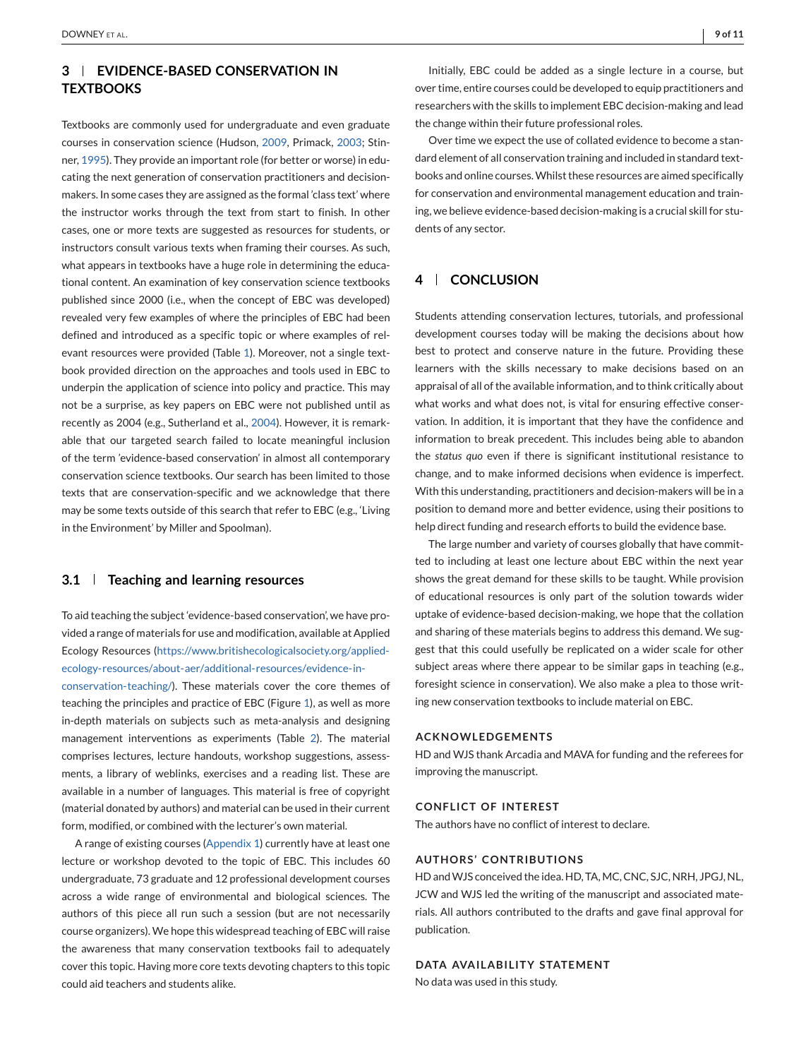## 3 | EVIDENCE-BASED CONSERVATION IN TEXTBOOKS

Textbooks are commonly used for undergraduate and even graduate courses in conservation science (Hudson, 2009, Primack, 2003; Stinner, 1995). They provide an important role (for better or worse) in educating the next generation of conservation practitioners and decision-makers. In some cases they are assigned as the formal 'class text' where the instructor works through the text from start to finish. In other cases, one or more texts are suggested as resources for students, or instructors consult various texts when framing their courses. As such, what appears in textbooks have a huge role in determining the educational content. An examination of key conservation science textbooks published since 2000 (i.e., when the concept of EBC was developed) revealed very few examples of where the principles of EBC had been defined and introduced as a specific topic or where examples of relevant resources were provided (Table 1). Moreover, not a single textbook provided direction on the approaches and tools used in EBC to underpin the application of science into policy and practice. This may not be a surprise, as key papers on EBC were not published until as recently as 2004 (e.g., Sutherland et al., 2004). However, it is remarkable that our targeted search failed to locate meaningful inclusion of the term 'evidence-based conservation' in almost all contemporary conservation science textbooks. Our search has been limited to those texts that are conservation-specific and we acknowledge that there may be some texts outside of this search that refer to EBC (e.g., 'Living in the Environment' by Miller and Spoolman).

### 3.1 | Teaching and learning resources

To aid teaching the subject 'evidence-based conservation', we have provided a range of materials for use and modification, available at Applied Ecology Resources (https://www.britishecologicalsociety.org/applied-ecology-resources/about-aer/additional-resources/evidence-in-conservation-teaching/). These materials cover the core themes of teaching the principles and practice of EBC (Figure 1), as well as more in-depth materials on subjects such as meta-analysis and designing management interventions as experiments (Table 2). The material comprises lectures, lecture handouts, workshop suggestions, assessments, a library of weblinks, exercises and a reading list. These are available in a number of languages. This material is free of copyright (material donated by authors) and material can be used in their current form, modified, or combined with the lecturer's own material.

A range of existing courses (Appendix 1) currently have at least one lecture or workshop devoted to the topic of EBC. This includes 60 undergraduate, 73 graduate and 12 professional development courses across a wide range of environmental and biological sciences. The authors of this piece all run such a session (but are not necessarily course organizers). We hope this widespread teaching of EBC will raise the awareness that many conservation textbooks fail to adequately cover this topic. Having more core texts devoting chapters to this topic could aid teachers and students alike.

Initially, EBC could be added as a single lecture in a course, but over time, entire courses could be developed to equip practitioners and researchers with the skills to implement EBC decision-making and lead the change within their future professional roles.

Over time we expect the use of collated evidence to become a standard element of all conservation training and included in standard textbooks and online courses. Whilst these resources are aimed specifically for conservation and environmental management education and training, we believe evidence-based decision-making is a crucial skill for students of any sector.

## 4 | CONCLUSION

Students attending conservation lectures, tutorials, and professional development courses today will be making the decisions about how best to protect and conserve nature in the future. Providing these learners with the skills necessary to make decisions based on an appraisal of all of the available information, and to think critically about what works and what does not, is vital for ensuring effective conservation. In addition, it is important that they have the confidence and information to break precedent. This includes being able to abandon the *status quo* even if there is significant institutional resistance to change, and to make informed decisions when evidence is imperfect. With this understanding, practitioners and decision-makers will be in a position to demand more and better evidence, using their positions to help direct funding and research efforts to build the evidence base.

The large number and variety of courses globally that have committed to including at least one lecture about EBC within the next year shows the great demand for these skills to be taught. While provision of educational resources is only part of the solution towards wider uptake of evidence-based decision-making, we hope that the collation and sharing of these materials begins to address this demand. We suggest that this could usefully be replicated on a wider scale for other subject areas where there appear to be similar gaps in teaching (e.g., foresight science in conservation). We also make a plea to those writing new conservation textbooks to include material on EBC.

### ACKNOWLEDGEMENTS

HD and WJS thank Arcadia and MAVA for funding and the referees for improving the manuscript.

### CONFLICT OF INTEREST

The authors have no conflict of interest to declare.

### AUTHORS' CONTRIBUTIONS

HD and WJS conceived the idea. HD, TA, MC, CNC, SJC, NRH, JPGJ, NL, JCW and WJS led the writing of the manuscript and associated materials. All authors contributed to the drafts and gave final approval for publication.

### DATA AVAILABILITY STATEMENT

No data was used in this study.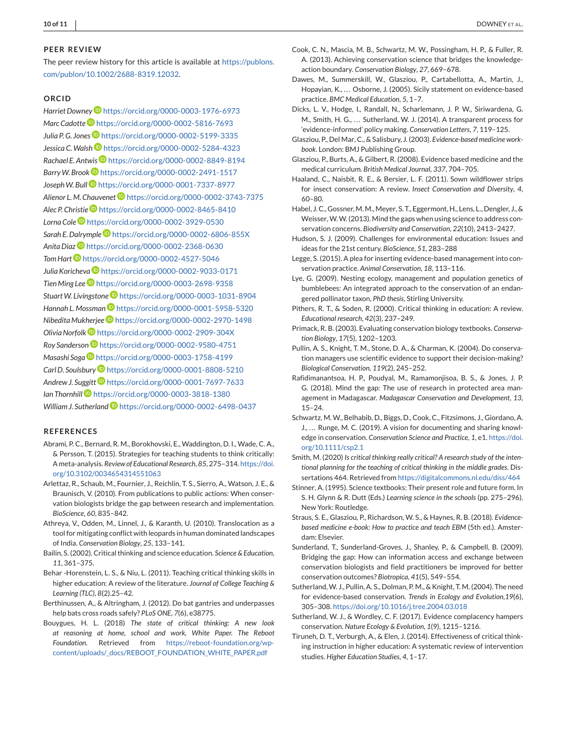## PEER REVIEW

The peer review history for this article is available at https://publons.com/publon/10.1002/2688-8319.12032.

## ORCID

*Harriet Downey* https://orcid.org/0000-0003-1976-6973
*Marc Cadotte* https://orcid.org/0000-0002-5816-7693
*Julia P. G. Jones* https://orcid.org/0000-0002-5199-3335
*Jessica C. Walsh* https://orcid.org/0000-0002-5284-4323
*Rachael E. Antwis* https://orcid.org/0000-0002-8849-8194
*Barry W. Brook* https://orcid.org/0000-0002-2491-1517
*Joseph W. Bull* https://orcid.org/0000-0001-7337-8977
*Alienor L. M. Chauvenet* https://orcid.org/0000-0002-3743-7375
*Alec P. Christie* https://orcid.org/0000-0002-8465-8410
*Lorna Cole* https://orcid.org/0000-0002-3929-0530
*Sarah E. Dalrymple* https://orcid.org/0000-0002-6806-855X
*Anita Diaz* https://orcid.org/0000-0002-2368-0630
*Tom Hart* https://orcid.org/0000-0002-4527-5046
*Julia Koricheva* https://orcid.org/0000-0002-9033-0171
*Tien Ming Lee* https://orcid.org/0000-0003-2698-9358
*Stuart W. Livingstone* https://orcid.org/0000-0003-1031-8904
*Hannah L. Mossman* https://orcid.org/0000-0001-5958-5320
*Nibedita Mukherjee* https://orcid.org/0000-0002-2970-1498
*Olivia Norfolk* https://orcid.org/0000-0002-2909-304X
*Roy Sanderson* https://orcid.org/0000-0002-9580-4751
*Masashi Soga* https://orcid.org/0000-0003-1758-4199
*Carl D. Soulsbury* https://orcid.org/0000-0001-8808-5210
*Andrew J. Suggitt* https://orcid.org/0000-0001-7697-7633
*Ian Thornhill* https://orcid.org/0000-0003-3818-1380
*William J. Sutherland* https://orcid.org/0000-0002-6498-0437

## REFERENCES

Abrami, P. C., Bernard, R. M., Borokhovski, E., Waddington, D. I., Wade, C. A., & Persson, T. (2015). Strategies for teaching students to think critically: A meta-analysis. *Review of Educational Research*, *85*, 275–314. https://doi.org/10.3102/0034654314551063

Arlettaz, R., Schaub, M., Fournier, J., Reichlin, T. S., Sierro, A., Watson, J. E., & Braunisch, V. (2010). From publications to public actions: When conservation biologists bridge the gap between research and implementation. *BioScience*, *60*, 835–842.

Athreya, V., Odden, M., Linnel, J., & Karanth, U. (2010). Translocation as a tool for mitigating conflict with leopards in human dominated landscapes of India. *Conservation Biology*, *25*, 133–141.

Bailin, S. (2002). Critical thinking and science education. *Science & Education*, *11*, 361–375.

Behar -Horenstein, L. S., & Niu, L. (2011). Teaching critical thinking skills in higher education: A review of the literature. *Journal of College Teaching & Learning (TLC)*, *8*(2).25–42.

Berthinussen, A., & Altringham, J. (2012). Do bat gantries and underpasses help bats cross roads safely? *PLoS ONE*, *7*(6), e38775.

Bouygues, H. L. (2018) *The state of critical thinking: A new look at reasoning at home, school and work, White Paper. The Reboot Foundation*. Retrieved from https://reboot-foundation.org/wp-content/uploads/_docs/REBOOT_FOUNDATION_WHITE_PAPER.pdf

Cook, C. N., Mascia, M. B., Schwartz, M. W., Possingham, H. P., & Fuller, R. A. (2013). Achieving conservation science that bridges the knowledge-action boundary. *Conservation Biology*, *27*, 669–678.

Dawes, M., Summerskill, W., Glasziou, P., Cartabellotta, A., Martin, J., Hopayian, K., … Osborne, J. (2005). Sicily statement on evidence-based practice. *BMC Medical Education*, *5*, 1–7.

Dicks, L. V., Hodge, I., Randall, N., Scharlemann, J. P. W., Siriwardena, G. M., Smith, H. G., … Sutherland, W. J. (2014). A transparent process for 'evidence-informed' policy making. *Conservation Letters*, *7*, 119–125.

Glasziou, P., Del Mar, C., & Salisbury, J. (2003). *Evidence-based medicine workbook*. London: BMJ Publishing Group.

Glasziou, P., Burts, A., & Gilbert, R. (2008). Evidence based medicine and the medical curriculum. *British Medical Journal*, *337*, 704–705.

Haaland, C., Naisbit, R. E., & Bersier, L. F. (2011). Sown wildflower strips for insect conservation: A review. *Insect Conservation and Diversity*, *4*, 60–80.

Habel, J. C., Gossner, M. M., Meyer, S. T., Eggermont, H., Lens, L., Dengler, J., & Weisser, W. W. (2013). Mind the gaps when using science to address conservation concerns. *Biodiversity and Conservation*, *22*(10), 2413–2427.

Hudson, S. J. (2009). Challenges for environmental education: Issues and ideas for the 21st century. *BioScience*, *51*, 283–288

Legge, S. (2015). A plea for inserting evidence-based management into conservation practice. *Animal Conservation*, *18*, 113–116.

Lye, G. (2009). Nesting ecology, management and population genetics of bumblebees: An integrated approach to the conservation of an endangered pollinator taxon, *PhD thesis*, Stirling University.

Pithers, R. T., & Soden, R. (2000). Critical thinking in education: A review. *Educational research*, *42*(3), 237–249.

Primack, R. B. (2003). Evaluating conservation biology textbooks. *Conservation Biology*, *17*(5), 1202–1203.

Pullin, A. S., Knight, T. M., Stone, D. A., & Charman, K. (2004). Do conservation managers use scientific evidence to support their decision-making? *Biological Conservation*, *119*(2), 245–252.

Rafidimanantsoa, H. P., Poudyal, M., Ramamonjisoa, B. S., & Jones, J. P. G. (2018). Mind the gap: The use of research in protected area management in Madagascar. *Madagascar Conservation and Development*, *13*, 15–24.

Schwartz, M. W., Belhabib, D., Biggs, D., Cook, C., Fitzsimons, J., Giordano, A. J., … Runge, M. C. (2019). A vision for documenting and sharing knowledge in conservation. *Conservation Science and Practice*, *1*, e1. https://doi.org/10.1111/csp2.1

Smith, M. (2020) *Is critical thinking really critical? A research study of the intentional planning for the teaching of critical thinking in the middle grades*. Dissertations 464. Retrieved from https://digitalcommons.nl.edu/diss/464

Stinner, A. (1995). Science textbooks: Their present role and future form. In S. H. Glynn & R. Dutt (Eds.) *Learning science in the schools* (pp. 275–296). New York: Routledge.

Straus, S. E., Glasziou, P., Richardson, W. S., & Haynes, R. B. (2018). *Evidence-based medicine e-book: How to practice and teach EBM* (5th ed.). Amsterdam: Elsevier.

Sunderland, T., Sunderland-Groves, J., Shanley, P., & Campbell, B. (2009). Bridging the gap: How can information access and exchange between conservation biologists and field practitioners be improved for better conservation outcomes? *Biotropica*, *41*(5), 549–554.

Sutherland, W. J., Pullin, A. S., Dolman, P. M., & Knight, T. M. (2004). The need for evidence-based conservation. *Trends in Ecology and Evolution*,*19*(6), 305–308. https://doi.org/10.1016/j.tree.2004.03.018

Sutherland, W. J., & Wordley, C. F. (2017). Evidence complacency hampers conservation. *Nature Ecology & Evolution*, *1*(9), 1215–1216.

Tiruneh, D. T., Verburgh, A., & Elen, J. (2014). Effectiveness of critical thinking instruction in higher education: A systematic review of intervention studies. *Higher Education Studies*, *4*, 1–17.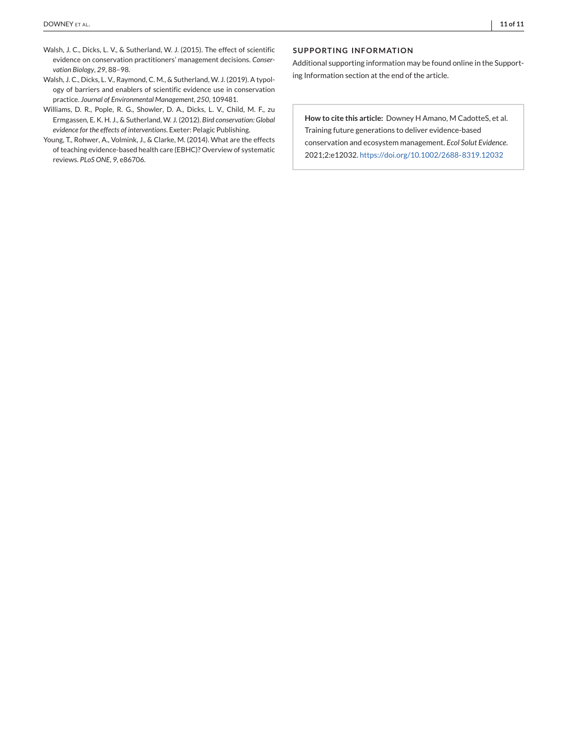Walsh, J. C., Dicks, L. V., & Sutherland, W. J. (2015). The effect of scientific evidence on conservation practitioners' management decisions. *Conservation Biology*, *29*, 88–98.

Walsh, J. C., Dicks, L. V., Raymond, C. M., & Sutherland, W. J. (2019). A typology of barriers and enablers of scientific evidence use in conservation practice. *Journal of Environmental Management*, *250*, 109481.

Williams, D. R., Pople, R. G., Showler, D. A., Dicks, L. V., Child, M. F., zu Ermgassen, E. K. H. J., & Sutherland, W. J. (2012). *Bird conservation: Global evidence for the effects of interventions*. Exeter: Pelagic Publishing.

Young, T., Rohwer, A., Volmink, J., & Clarke, M. (2014). What are the effects of teaching evidence-based health care (EBHC)? Overview of systematic reviews. *PLoS ONE*, *9*, e86706.

## SUPPORTING INFORMATION

Additional supporting information may be found online in the Supporting Information section at the end of the article.

**How to cite this article:** Downey H Amano, M CadotteS, et al. Training future generations to deliver evidence-based conservation and ecosystem management. *Ecol Solut Evidence*. 2021;2:e12032. https://doi.org/10.1002/2688-8319.12032